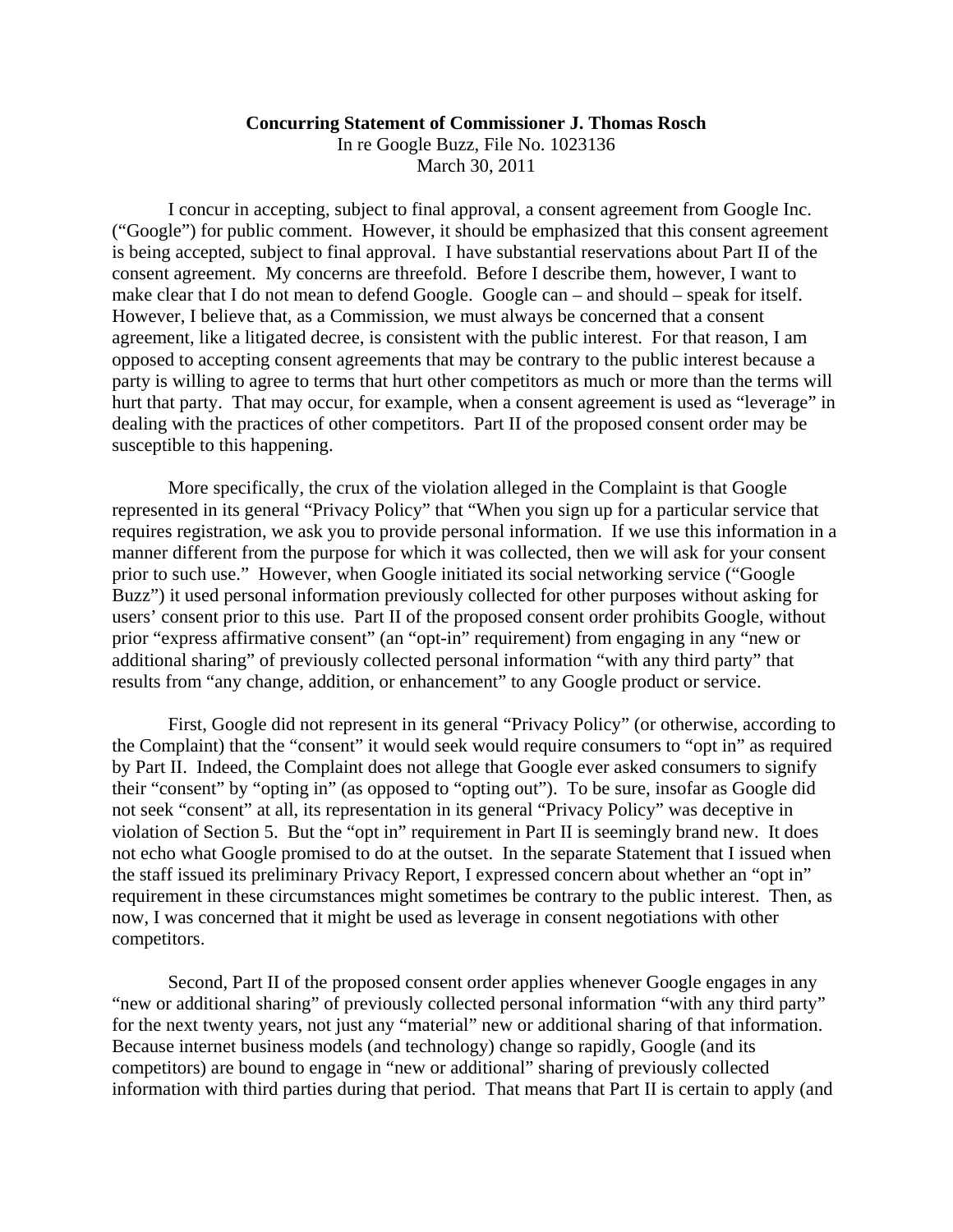**Concurring Statement of Commissioner J. Thomas Rosch**
In re Google Buzz, File No. 1023136
March 30, 2011

I concur in accepting, subject to final approval, a consent agreement from Google Inc. ("Google") for public comment. However, it should be emphasized that this consent agreement is being accepted, subject to final approval. I have substantial reservations about Part II of the consent agreement. My concerns are threefold. Before I describe them, however, I want to make clear that I do not mean to defend Google. Google can – and should – speak for itself. However, I believe that, as a Commission, we must always be concerned that a consent agreement, like a litigated decree, is consistent with the public interest. For that reason, I am opposed to accepting consent agreements that may be contrary to the public interest because a party is willing to agree to terms that hurt other competitors as much or more than the terms will hurt that party. That may occur, for example, when a consent agreement is used as "leverage" in dealing with the practices of other competitors. Part II of the proposed consent order may be susceptible to this happening.

More specifically, the crux of the violation alleged in the Complaint is that Google represented in its general "Privacy Policy" that "When you sign up for a particular service that requires registration, we ask you to provide personal information. If we use this information in a manner different from the purpose for which it was collected, then we will ask for your consent prior to such use." However, when Google initiated its social networking service ("Google Buzz") it used personal information previously collected for other purposes without asking for users' consent prior to this use. Part II of the proposed consent order prohibits Google, without prior "express affirmative consent" (an "opt-in" requirement) from engaging in any "new or additional sharing" of previously collected personal information "with any third party" that results from "any change, addition, or enhancement" to any Google product or service.

First, Google did not represent in its general "Privacy Policy" (or otherwise, according to the Complaint) that the "consent" it would seek would require consumers to "opt in" as required by Part II. Indeed, the Complaint does not allege that Google ever asked consumers to signify their "consent" by "opting in" (as opposed to "opting out"). To be sure, insofar as Google did not seek "consent" at all, its representation in its general "Privacy Policy" was deceptive in violation of Section 5. But the "opt in" requirement in Part II is seemingly brand new. It does not echo what Google promised to do at the outset. In the separate Statement that I issued when the staff issued its preliminary Privacy Report, I expressed concern about whether an "opt in" requirement in these circumstances might sometimes be contrary to the public interest. Then, as now, I was concerned that it might be used as leverage in consent negotiations with other competitors.

Second, Part II of the proposed consent order applies whenever Google engages in any "new or additional sharing" of previously collected personal information "with any third party" for the next twenty years, not just any "material" new or additional sharing of that information. Because internet business models (and technology) change so rapidly, Google (and its competitors) are bound to engage in "new or additional" sharing of previously collected information with third parties during that period. That means that Part II is certain to apply (and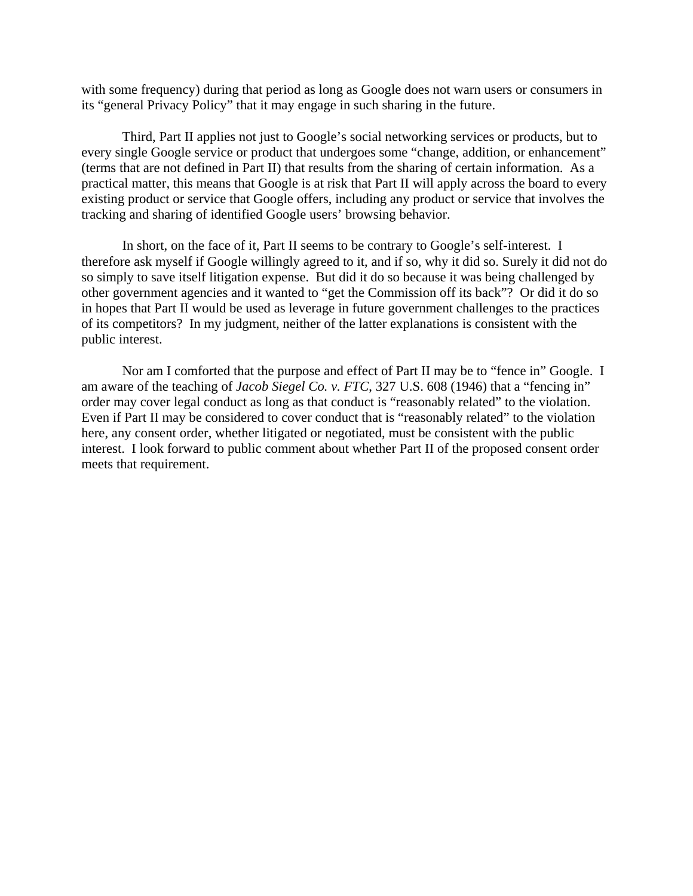with some frequency) during that period as long as Google does not warn users or consumers in its "general Privacy Policy" that it may engage in such sharing in the future.

Third, Part II applies not just to Google's social networking services or products, but to every single Google service or product that undergoes some "change, addition, or enhancement" (terms that are not defined in Part II) that results from the sharing of certain information. As a practical matter, this means that Google is at risk that Part II will apply across the board to every existing product or service that Google offers, including any product or service that involves the tracking and sharing of identified Google users' browsing behavior.

In short, on the face of it, Part II seems to be contrary to Google's self-interest. I therefore ask myself if Google willingly agreed to it, and if so, why it did so. Surely it did not do so simply to save itself litigation expense. But did it do so because it was being challenged by other government agencies and it wanted to "get the Commission off its back"? Or did it do so in hopes that Part II would be used as leverage in future government challenges to the practices of its competitors? In my judgment, neither of the latter explanations is consistent with the public interest.

Nor am I comforted that the purpose and effect of Part II may be to "fence in" Google. I am aware of the teaching of *Jacob Siegel Co. v. FTC*, 327 U.S. 608 (1946) that a "fencing in" order may cover legal conduct as long as that conduct is "reasonably related" to the violation. Even if Part II may be considered to cover conduct that is "reasonably related" to the violation here, any consent order, whether litigated or negotiated, must be consistent with the public interest. I look forward to public comment about whether Part II of the proposed consent order meets that requirement.